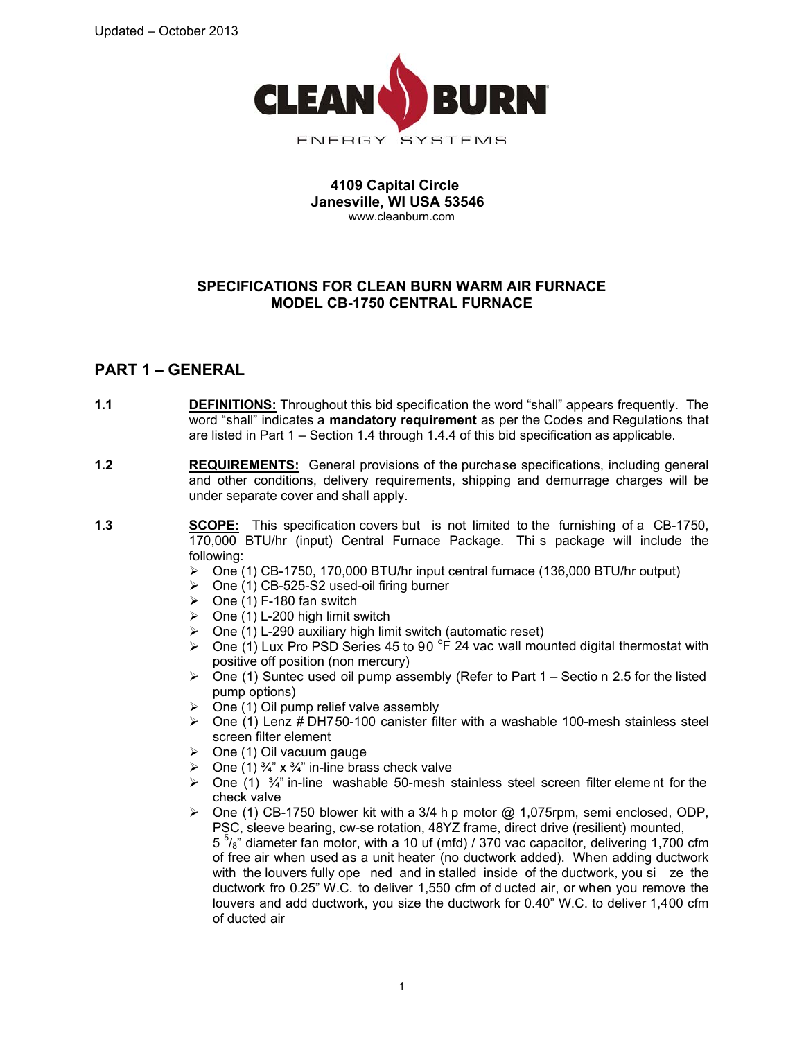Updated – October 2013

CLEAN BURN

ENERGY SYSTEMS

**4109 Capital Circle**
**Janesville, WI USA 53546**
www.cleanburn.com

## SPECIFICATIONS FOR CLEAN BURN WARM AIR FURNACE MODEL CB-1750 CENTRAL FURNACE

## PART 1 – GENERAL

**1.1** **DEFINITIONS:** Throughout this bid specification the word "shall" appears frequently. The word "shall" indicates a **mandatory requirement** as per the Codes and Regulations that are listed in Part 1 – Section 1.4 through 1.4.4 of this bid specification as applicable.

**1.2** **REQUIREMENTS:** General provisions of the purchase specifications, including general and other conditions, delivery requirements, shipping and demurrage charges will be under separate cover and shall apply.

**1.3** **SCOPE:** This specification covers but is not limited to the furnishing of a CB-1750, 170,000 BTU/hr (input) Central Furnace Package. This package will include the following:

- One (1) CB-1750, 170,000 BTU/hr input central furnace (136,000 BTU/hr output)
- One (1) CB-525-S2 used-oil firing burner
- One (1) F-180 fan switch
- One (1) L-200 high limit switch
- One (1) L-290 auxiliary high limit switch (automatic reset)
- One (1) Lux Pro PSD Series 45 to 90 °F 24 vac wall mounted digital thermostat with positive off position (non mercury)
- One (1) Suntec used oil pump assembly (Refer to Part 1 – Section 2.5 for the listed pump options)
- One (1) Oil pump relief valve assembly
- One (1) Lenz # DH750-100 canister filter with a washable 100-mesh stainless steel screen filter element
- One (1) Oil vacuum gauge
- One (1) ¾" x ¾" in-line brass check valve
- One (1) ¾" in-line washable 50-mesh stainless steel screen filter element for the check valve
- One (1) CB-1750 blower kit with a 3/4 h p motor @ 1,075rpm, semi enclosed, ODP, PSC, sleeve bearing, cw-se rotation, 48YZ frame, direct drive (resilient) mounted, 5 5/8" diameter fan motor, with a 10 uf (mfd) / 370 vac capacitor, delivering 1,700 cfm of free air when used as a unit heater (no ductwork added). When adding ductwork with the louvers fully opened and installed inside of the ductwork, you size the ductwork fro 0.25" W.C. to deliver 1,550 cfm of ducted air, or when you remove the louvers and add ductwork, you size the ductwork for 0.40" W.C. to deliver 1,400 cfm of ducted air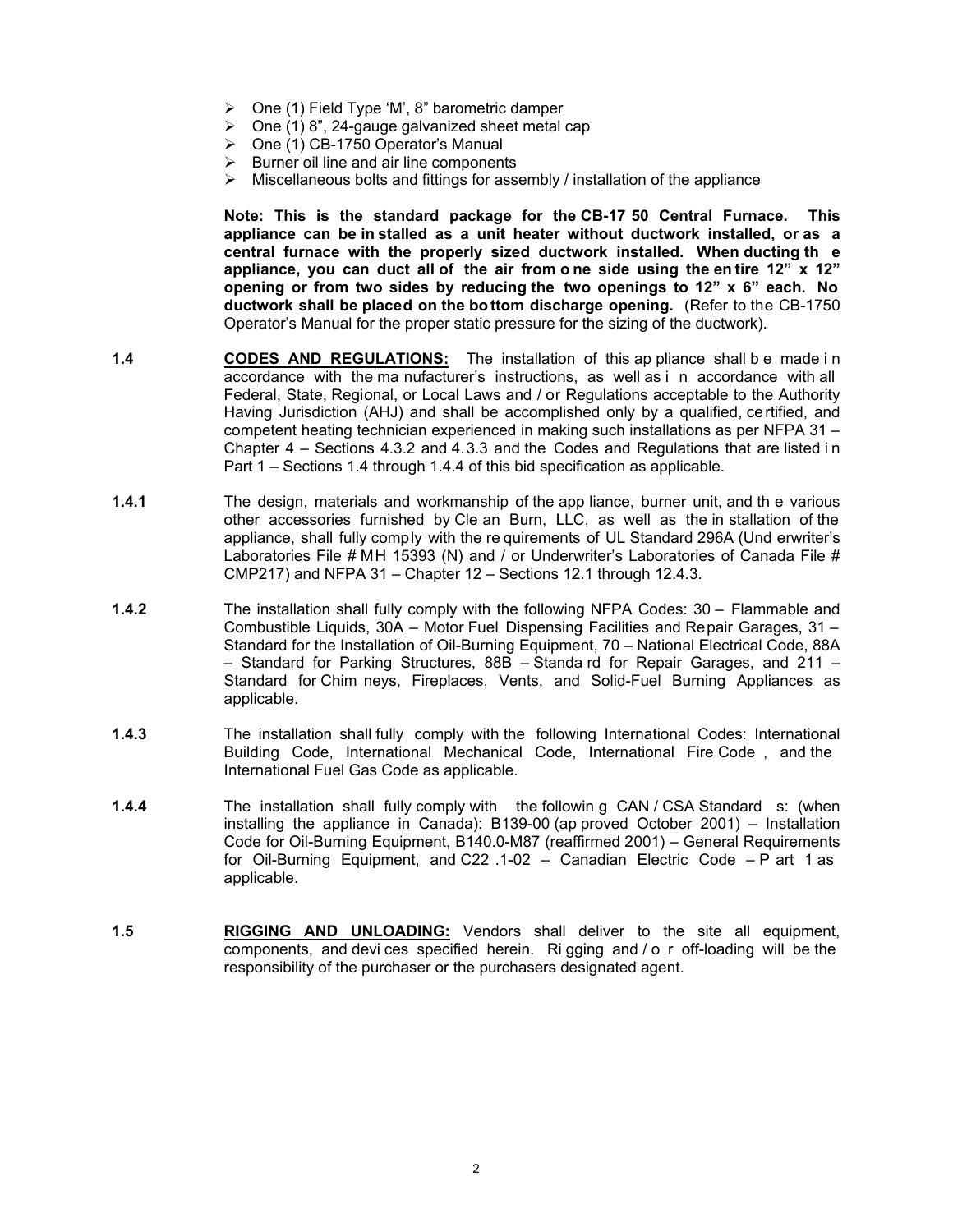- One (1) Field Type 'M', 8" barometric damper
- One (1) 8", 24-gauge galvanized sheet metal cap
- One (1) CB-1750 Operator's Manual
- Burner oil line and air line components
- Miscellaneous bolts and fittings for assembly / installation of the appliance

**Note: This is the standard package for the CB-1750 Central Furnace. This appliance can be installed as a unit heater without ductwork installed, or as a central furnace with the properly sized ductwork installed. When ducting the appliance, you can duct all of the air from one side using the entire 12" x 12" opening or from two sides by reducing the two openings to 12" x 6" each. No ductwork shall be placed on the bottom discharge opening.** (Refer to the CB-1750 Operator's Manual for the proper static pressure for the sizing of the ductwork).

**1.4** **CODES AND REGULATIONS:** The installation of this appliance shall be made in accordance with the manufacturer's instructions, as well as in accordance with all Federal, State, Regional, or Local Laws and / or Regulations acceptable to the Authority Having Jurisdiction (AHJ) and shall be accomplished only by a qualified, certified, and competent heating technician experienced in making such installations as per NFPA 31 – Chapter 4 – Sections 4.3.2 and 4.3.3 and the Codes and Regulations that are listed in Part 1 – Sections 1.4 through 1.4.4 of this bid specification as applicable.

**1.4.1** The design, materials and workmanship of the appliance, burner unit, and the various other accessories furnished by Clean Burn, LLC, as well as the installation of the appliance, shall fully comply with the requirements of UL Standard 296A (Underwriter's Laboratories File # MH 15393 (N) and / or Underwriter's Laboratories of Canada File # CMP217) and NFPA 31 – Chapter 12 – Sections 12.1 through 12.4.3.

**1.4.2** The installation shall fully comply with the following NFPA Codes: 30 – Flammable and Combustible Liquids, 30A – Motor Fuel Dispensing Facilities and Repair Garages, 31 – Standard for the Installation of Oil-Burning Equipment, 70 – National Electrical Code, 88A – Standard for Parking Structures, 88B – Standard for Repair Garages, and 211 – Standard for Chimneys, Fireplaces, Vents, and Solid-Fuel Burning Appliances as applicable.

**1.4.3** The installation shall fully comply with the following International Codes: International Building Code, International Mechanical Code, International Fire Code, and the International Fuel Gas Code as applicable.

**1.4.4** The installation shall fully comply with the following CAN / CSA Standards: (when installing the appliance in Canada): B139-00 (approved October 2001) – Installation Code for Oil-Burning Equipment, B140.0-M87 (reaffirmed 2001) – General Requirements for Oil-Burning Equipment, and C22.1-02 – Canadian Electric Code – Part 1 as applicable.

**1.5** **RIGGING AND UNLOADING:** Vendors shall deliver to the site all equipment, components, and devices specified herein. Rigging and / or off-loading will be the responsibility of the purchaser or the purchasers designated agent.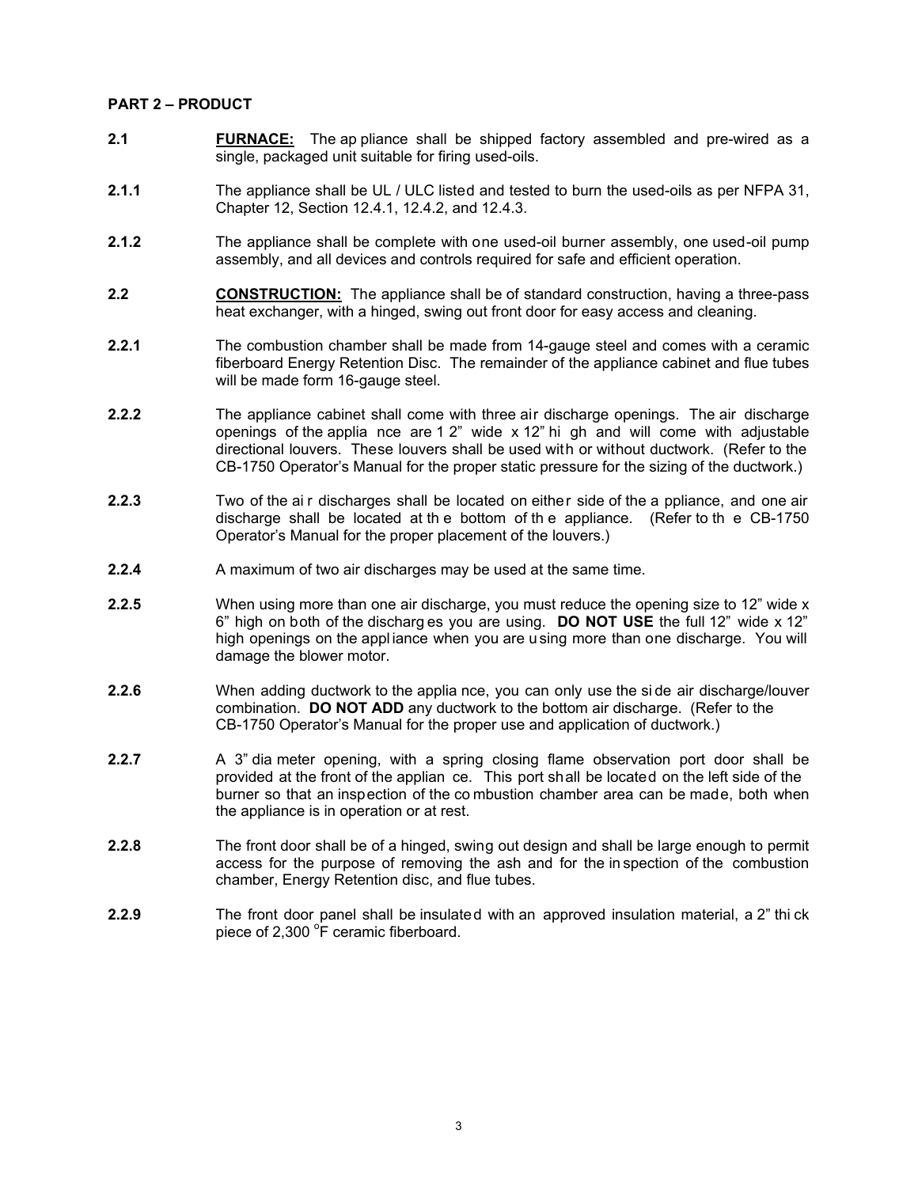**PART 2 – PRODUCT**

**2.1** **<u>FURNACE:</u>** The appliance shall be shipped factory assembled and pre-wired as a single, packaged unit suitable for firing used-oils.

**2.1.1** The appliance shall be UL / ULC listed and tested to burn the used-oils as per NFPA 31, Chapter 12, Section 12.4.1, 12.4.2, and 12.4.3.

**2.1.2** The appliance shall be complete with one used-oil burner assembly, one used-oil pump assembly, and all devices and controls required for safe and efficient operation.

**2.2** **<u>CONSTRUCTION:</u>** The appliance shall be of standard construction, having a three-pass heat exchanger, with a hinged, swing out front door for easy access and cleaning.

**2.2.1** The combustion chamber shall be made from 14-gauge steel and comes with a ceramic fiberboard Energy Retention Disc. The remainder of the appliance cabinet and flue tubes will be made form 16-gauge steel.

**2.2.2** The appliance cabinet shall come with three air discharge openings. The air discharge openings of the appliance are 12" wide x 12" high and will come with adjustable directional louvers. These louvers shall be used with or without ductwork. (Refer to the CB-1750 Operator's Manual for the proper static pressure for the sizing of the ductwork.)

**2.2.3** Two of the air discharges shall be located on either side of the appliance, and one air discharge shall be located at the bottom of the appliance. (Refer to the CB-1750 Operator's Manual for the proper placement of the louvers.)

**2.2.4** A maximum of two air discharges may be used at the same time.

**2.2.5** When using more than one air discharge, you must reduce the opening size to 12" wide x 6" high on both of the discharges you are using. **DO NOT USE** the full 12" wide x 12" high openings on the appliance when you are using more than one discharge. You will damage the blower motor.

**2.2.6** When adding ductwork to the appliance, you can only use the side air discharge/louver combination. **DO NOT ADD** any ductwork to the bottom air discharge. (Refer to the CB-1750 Operator's Manual for the proper use and application of ductwork.)

**2.2.7** A 3" diameter opening, with a spring closing flame observation port door shall be provided at the front of the appliance. This port shall be located on the left side of the burner so that an inspection of the combustion chamber area can be made, both when the appliance is in operation or at rest.

**2.2.8** The front door shall be of a hinged, swing out design and shall be large enough to permit access for the purpose of removing the ash and for the inspection of the combustion chamber, Energy Retention disc, and flue tubes.

**2.2.9** The front door panel shall be insulated with an approved insulation material, a 2" thick piece of 2,300 $^{o}$F ceramic fiberboard.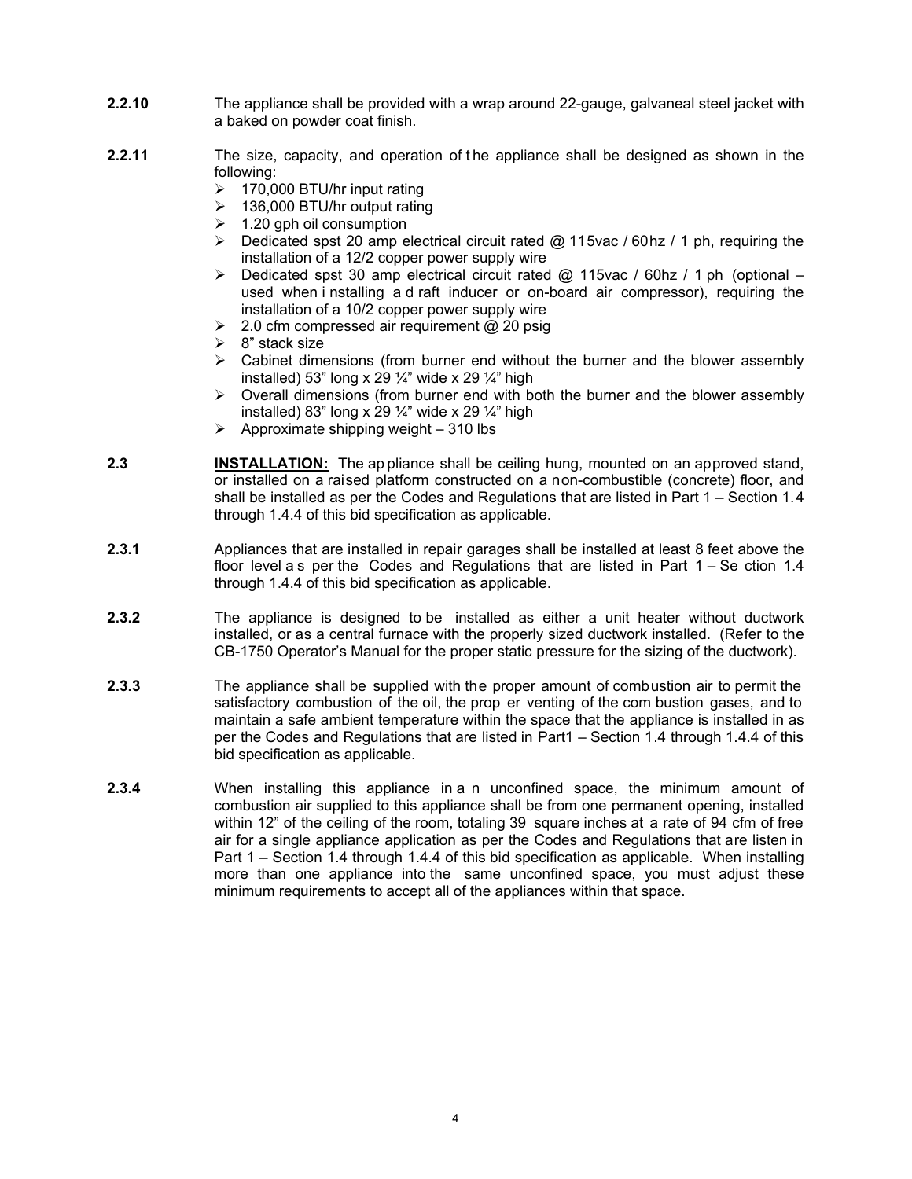**2.2.10** The appliance shall be provided with a wrap around 22-gauge, galvaneal steel jacket with a baked on powder coat finish.

**2.2.11** The size, capacity, and operation of the appliance shall be designed as shown in the following:

- 170,000 BTU/hr input rating
- 136,000 BTU/hr output rating
- 1.20 gph oil consumption
- Dedicated spst 20 amp electrical circuit rated @ 115vac / 60hz / 1 ph, requiring the installation of a 12/2 copper power supply wire
- Dedicated spst 30 amp electrical circuit rated @ 115vac / 60hz / 1 ph (optional – used when installing a draft inducer or on-board air compressor), requiring the installation of a 10/2 copper power supply wire
- 2.0 cfm compressed air requirement @ 20 psig
- 8" stack size
- Cabinet dimensions (from burner end without the burner and the blower assembly installed) 53" long x 29 ¼" wide x 29 ¼" high
- Overall dimensions (from burner end with both the burner and the blower assembly installed) 83" long x 29 ¼" wide x 29 ¼" high
- Approximate shipping weight – 310 lbs

**2.3** **<u>INSTALLATION:</u>** The appliance shall be ceiling hung, mounted on an approved stand, or installed on a raised platform constructed on a non-combustible (concrete) floor, and shall be installed as per the Codes and Regulations that are listed in Part 1 – Section 1.4 through 1.4.4 of this bid specification as applicable.

**2.3.1** Appliances that are installed in repair garages shall be installed at least 8 feet above the floor level as per the Codes and Regulations that are listed in Part 1 – Section 1.4 through 1.4.4 of this bid specification as applicable.

**2.3.2** The appliance is designed to be installed as either a unit heater without ductwork installed, or as a central furnace with the properly sized ductwork installed. (Refer to the CB-1750 Operator's Manual for the proper static pressure for the sizing of the ductwork).

**2.3.3** The appliance shall be supplied with the proper amount of combustion air to permit the satisfactory combustion of the oil, the proper venting of the combustion gases, and to maintain a safe ambient temperature within the space that the appliance is installed in as per the Codes and Regulations that are listed in Part1 – Section 1.4 through 1.4.4 of this bid specification as applicable.

**2.3.4** When installing this appliance in an unconfined space, the minimum amount of combustion air supplied to this appliance shall be from one permanent opening, installed within 12" of the ceiling of the room, totaling 39 square inches at a rate of 94 cfm of free air for a single appliance application as per the Codes and Regulations that are listen in Part 1 – Section 1.4 through 1.4.4 of this bid specification as applicable. When installing more than one appliance into the same unconfined space, you must adjust these minimum requirements to accept all of the appliances within that space.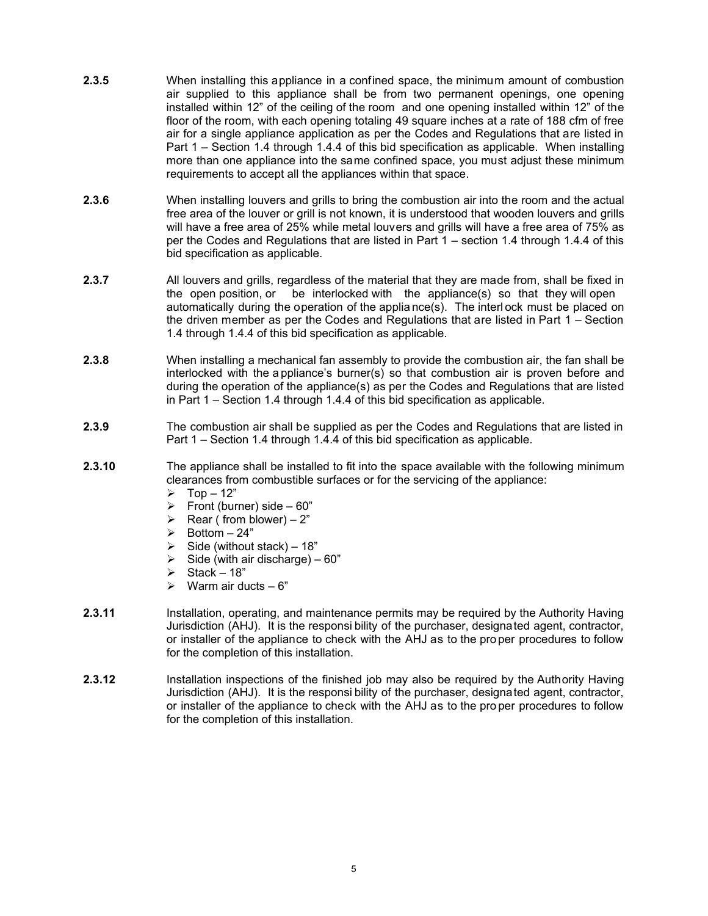**2.3.5** When installing this appliance in a confined space, the minimum amount of combustion air supplied to this appliance shall be from two permanent openings, one opening installed within 12" of the ceiling of the room and one opening installed within 12" of the floor of the room, with each opening totaling 49 square inches at a rate of 188 cfm of free air for a single appliance application as per the Codes and Regulations that are listed in Part 1 – Section 1.4 through 1.4.4 of this bid specification as applicable. When installing more than one appliance into the same confined space, you must adjust these minimum requirements to accept all the appliances within that space.

**2.3.6** When installing louvers and grills to bring the combustion air into the room and the actual free area of the louver or grill is not known, it is understood that wooden louvers and grills will have a free area of 25% while metal louvers and grills will have a free area of 75% as per the Codes and Regulations that are listed in Part 1 – section 1.4 through 1.4.4 of this bid specification as applicable.

**2.3.7** All louvers and grills, regardless of the material that they are made from, shall be fixed in the open position, or be interlocked with the appliance(s) so that they will open automatically during the operation of the appliance(s). The interlock must be placed on the driven member as per the Codes and Regulations that are listed in Part 1 – Section 1.4 through 1.4.4 of this bid specification as applicable.

**2.3.8** When installing a mechanical fan assembly to provide the combustion air, the fan shall be interlocked with the appliance's burner(s) so that combustion air is proven before and during the operation of the appliance(s) as per the Codes and Regulations that are listed in Part 1 – Section 1.4 through 1.4.4 of this bid specification as applicable.

**2.3.9** The combustion air shall be supplied as per the Codes and Regulations that are listed in Part 1 – Section 1.4 through 1.4.4 of this bid specification as applicable.

**2.3.10** The appliance shall be installed to fit into the space available with the following minimum clearances from combustible surfaces or for the servicing of the appliance:

- Top – 12"
- Front (burner) side – 60"
- Rear ( from blower) – 2"
- Bottom – 24"
- Side (without stack) – 18"
- Side (with air discharge) – 60"
- Stack – 18"
- Warm air ducts – 6"

**2.3.11** Installation, operating, and maintenance permits may be required by the Authority Having Jurisdiction (AHJ). It is the responsibility of the purchaser, designated agent, contractor, or installer of the appliance to check with the AHJ as to the proper procedures to follow for the completion of this installation.

**2.3.12** Installation inspections of the finished job may also be required by the Authority Having Jurisdiction (AHJ). It is the responsibility of the purchaser, designated agent, contractor, or installer of the appliance to check with the AHJ as to the proper procedures to follow for the completion of this installation.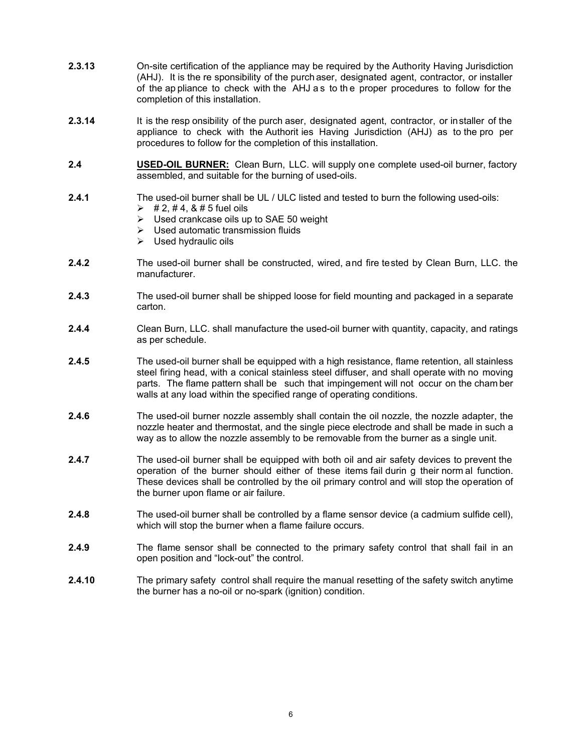**2.3.13** On-site certification of the appliance may be required by the Authority Having Jurisdiction (AHJ). It is the responsibility of the purchaser, designated agent, contractor, or installer of the appliance to check with the AHJ as to the proper procedures to follow for the completion of this installation.

**2.3.14** It is the responsibility of the purchaser, designated agent, contractor, or installer of the appliance to check with the Authorities Having Jurisdiction (AHJ) as to the proper procedures to follow for the completion of this installation.

**2.4** **USED-OIL BURNER:** Clean Burn, LLC. will supply one complete used-oil burner, factory assembled, and suitable for the burning of used-oils.

**2.4.1** The used-oil burner shall be UL / ULC listed and tested to burn the following used-oils:

- # 2, # 4, & # 5 fuel oils
- Used crankcase oils up to SAE 50 weight
- Used automatic transmission fluids
- Used hydraulic oils

**2.4.2** The used-oil burner shall be constructed, wired, and fire tested by Clean Burn, LLC. the manufacturer.

**2.4.3** The used-oil burner shall be shipped loose for field mounting and packaged in a separate carton.

**2.4.4** Clean Burn, LLC. shall manufacture the used-oil burner with quantity, capacity, and ratings as per schedule.

**2.4.5** The used-oil burner shall be equipped with a high resistance, flame retention, all stainless steel firing head, with a conical stainless steel diffuser, and shall operate with no moving parts. The flame pattern shall be such that impingement will not occur on the chamber walls at any load within the specified range of operating conditions.

**2.4.6** The used-oil burner nozzle assembly shall contain the oil nozzle, the nozzle adapter, the nozzle heater and thermostat, and the single piece electrode and shall be made in such a way as to allow the nozzle assembly to be removable from the burner as a single unit.

**2.4.7** The used-oil burner shall be equipped with both oil and air safety devices to prevent the operation of the burner should either of these items fail during their normal function. These devices shall be controlled by the oil primary control and will stop the operation of the burner upon flame or air failure.

**2.4.8** The used-oil burner shall be controlled by a flame sensor device (a cadmium sulfide cell), which will stop the burner when a flame failure occurs.

**2.4.9** The flame sensor shall be connected to the primary safety control that shall fail in an open position and "lock-out" the control.

**2.4.10** The primary safety control shall require the manual resetting of the safety switch anytime the burner has a no-oil or no-spark (ignition) condition.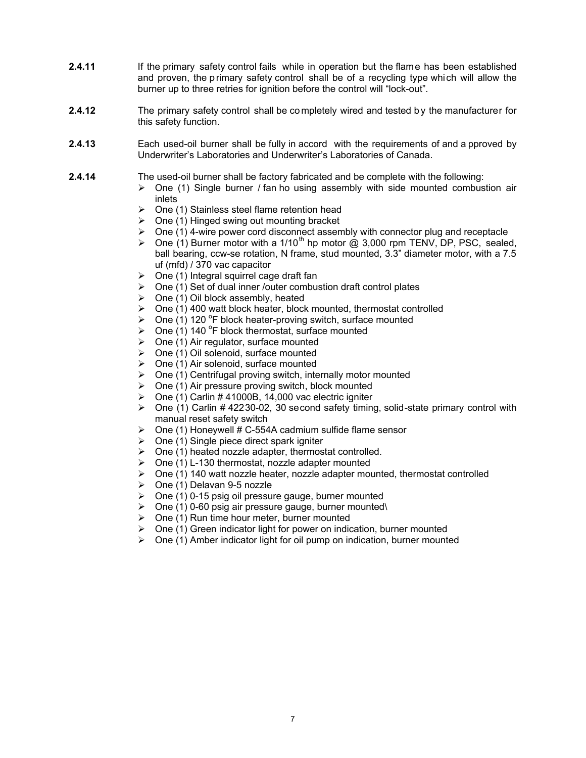**2.4.11** If the primary safety control fails while in operation but the flame has been established and proven, the primary safety control shall be of a recycling type which will allow the burner up to three retries for ignition before the control will "lock-out".

**2.4.12** The primary safety control shall be completely wired and tested by the manufacturer for this safety function.

**2.4.13** Each used-oil burner shall be fully in accord with the requirements of and approved by Underwriter's Laboratories and Underwriter's Laboratories of Canada.

**2.4.14** The used-oil burner shall be factory fabricated and be complete with the following:

- One (1) Single burner / fan housing assembly with side mounted combustion air inlets
- One (1) Stainless steel flame retention head
- One (1) Hinged swing out mounting bracket
- One (1) 4-wire power cord disconnect assembly with connector plug and receptacle
- One (1) Burner motor with a 1/10$^{th}$ hp motor @ 3,000 rpm TENV, DP, PSC, sealed, ball bearing, ccw-se rotation, N frame, stud mounted, 3.3" diameter motor, with a 7.5 uf (mfd) / 370 vac capacitor
- One (1) Integral squirrel cage draft fan
- One (1) Set of dual inner /outer combustion draft control plates
- One (1) Oil block assembly, heated
- One (1) 400 watt block heater, block mounted, thermostat controlled
- One (1) 120 °F block heater-proving switch, surface mounted
- One (1) 140 °F block thermostat, surface mounted
- One (1) Air regulator, surface mounted
- One (1) Oil solenoid, surface mounted
- One (1) Air solenoid, surface mounted
- One (1) Centrifugal proving switch, internally motor mounted
- One (1) Air pressure proving switch, block mounted
- One (1) Carlin # 41000B, 14,000 vac electric igniter
- One (1) Carlin # 42230-02, 30 second safety timing, solid-state primary control with manual reset safety switch
- One (1) Honeywell # C-554A cadmium sulfide flame sensor
- One (1) Single piece direct spark igniter
- One (1) heated nozzle adapter, thermostat controlled.
- One (1) L-130 thermostat, nozzle adapter mounted
- One (1) 140 watt nozzle heater, nozzle adapter mounted, thermostat controlled
- One (1) Delavan 9-5 nozzle
- One (1) 0-15 psig oil pressure gauge, burner mounted
- One (1) 0-60 psig air pressure gauge, burner mounted\
- One (1) Run time hour meter, burner mounted
- One (1) Green indicator light for power on indication, burner mounted
- One (1) Amber indicator light for oil pump on indication, burner mounted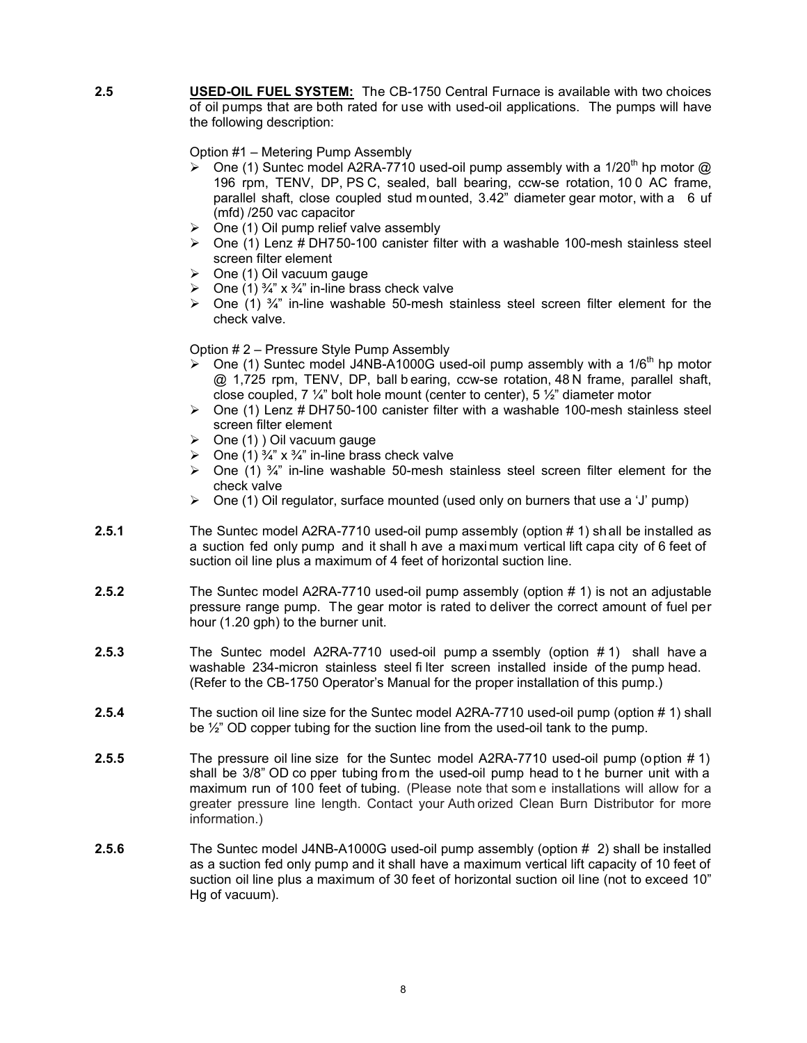**2.5** **USED-OIL FUEL SYSTEM:** The CB-1750 Central Furnace is available with two choices of oil pumps that are both rated for use with used-oil applications. The pumps will have the following description:

Option #1 – Metering Pump Assembly

- One (1) Suntec model A2RA-7710 used-oil pump assembly with a 1/20th hp motor @ 196 rpm, TENV, DP, PSC, sealed, ball bearing, ccw-se rotation, 100 AC frame, parallel shaft, close coupled stud mounted, 3.42" diameter gear motor, with a 6 uf (mfd) /250 vac capacitor
- One (1) Oil pump relief valve assembly
- One (1) Lenz # DH750-100 canister filter with a washable 100-mesh stainless steel screen filter element
- One (1) Oil vacuum gauge
- One (1) ¾" x ¾" in-line brass check valve
- One (1) ¾" in-line washable 50-mesh stainless steel screen filter element for the check valve.

Option # 2 – Pressure Style Pump Assembly

- One (1) Suntec model J4NB-A1000G used-oil pump assembly with a 1/6th hp motor @ 1,725 rpm, TENV, DP, ball bearing, ccw-se rotation, 48 N frame, parallel shaft, close coupled, 7 ¼" bolt hole mount (center to center), 5 ½" diameter motor
- One (1) Lenz # DH750-100 canister filter with a washable 100-mesh stainless steel screen filter element
- One (1) ) Oil vacuum gauge
- One (1) ¾" x ¾" in-line brass check valve
- One (1) ¾" in-line washable 50-mesh stainless steel screen filter element for the check valve
- One (1) Oil regulator, surface mounted (used only on burners that use a 'J' pump)

**2.5.1** The Suntec model A2RA-7710 used-oil pump assembly (option # 1) shall be installed as a suction fed only pump and it shall have a maximum vertical lift capacity of 6 feet of suction oil line plus a maximum of 4 feet of horizontal suction line.

**2.5.2** The Suntec model A2RA-7710 used-oil pump assembly (option # 1) is not an adjustable pressure range pump. The gear motor is rated to deliver the correct amount of fuel per hour (1.20 gph) to the burner unit.

**2.5.3** The Suntec model A2RA-7710 used-oil pump assembly (option # 1) shall have a washable 234-micron stainless steel filter screen installed inside of the pump head. (Refer to the CB-1750 Operator's Manual for the proper installation of this pump.)

**2.5.4** The suction oil line size for the Suntec model A2RA-7710 used-oil pump (option # 1) shall be ½" OD copper tubing for the suction line from the used-oil tank to the pump.

**2.5.5** The pressure oil line size for the Suntec model A2RA-7710 used-oil pump (option # 1) shall be 3/8" OD copper tubing from the used-oil pump head to the burner unit with a maximum run of 100 feet of tubing. (Please note that some installations will allow for a greater pressure line length. Contact your Authorized Clean Burn Distributor for more information.)

**2.5.6** The Suntec model J4NB-A1000G used-oil pump assembly (option # 2) shall be installed as a suction fed only pump and it shall have a maximum vertical lift capacity of 10 feet of suction oil line plus a maximum of 30 feet of horizontal suction oil line (not to exceed 10" Hg of vacuum).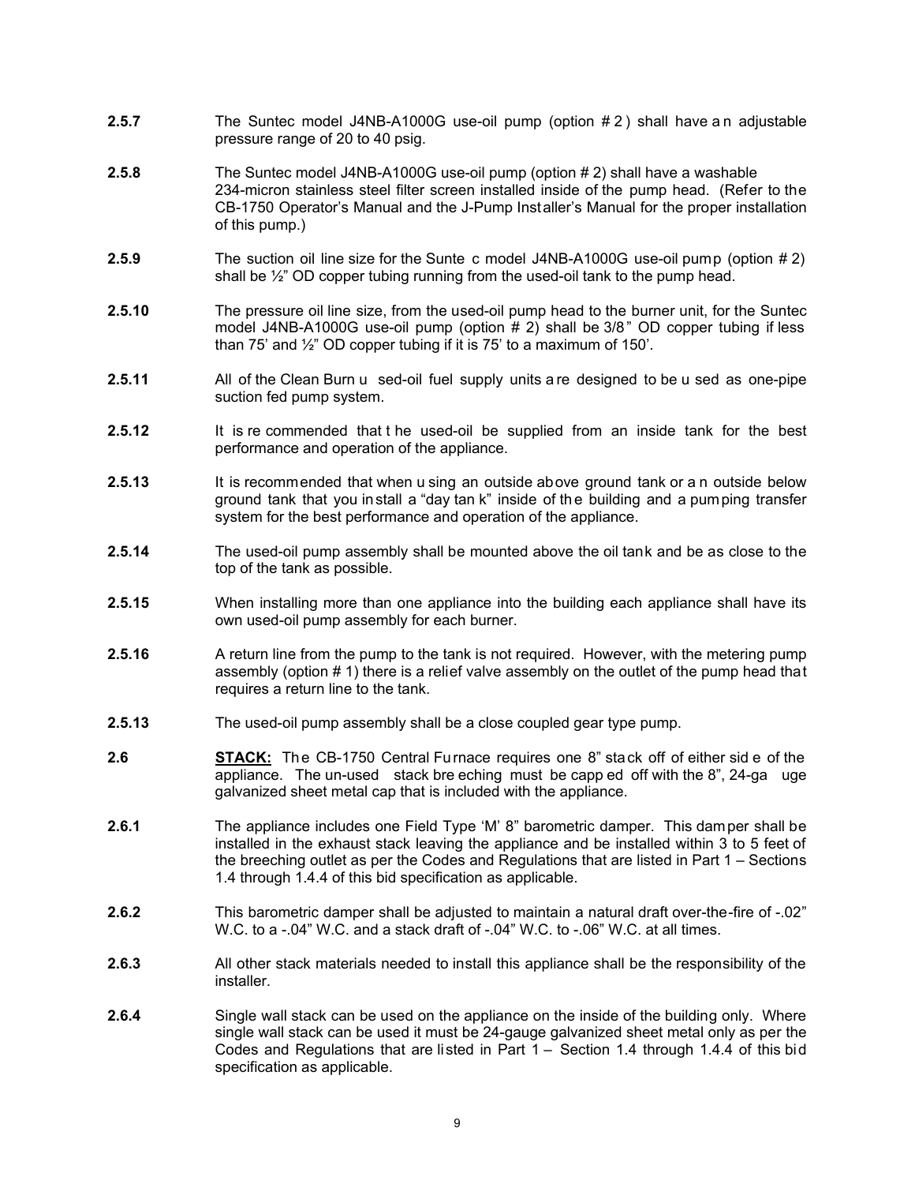**2.5.7** The Suntec model J4NB-A1000G use-oil pump (option # 2) shall have an adjustable pressure range of 20 to 40 psig.

**2.5.8** The Suntec model J4NB-A1000G use-oil pump (option # 2) shall have a washable 234-micron stainless steel filter screen installed inside of the pump head. (Refer to the CB-1750 Operator's Manual and the J-Pump Installer's Manual for the proper installation of this pump.)

**2.5.9** The suction oil line size for the Suntec model J4NB-A1000G use-oil pump (option # 2) shall be ½" OD copper tubing running from the used-oil tank to the pump head.

**2.5.10** The pressure oil line size, from the used-oil pump head to the burner unit, for the Suntec model J4NB-A1000G use-oil pump (option # 2) shall be 3/8" OD copper tubing if less than 75' and ½" OD copper tubing if it is 75' to a maximum of 150'.

**2.5.11** All of the Clean Burn used-oil fuel supply units are designed to be used as one-pipe suction fed pump system.

**2.5.12** It is recommended that the used-oil be supplied from an inside tank for the best performance and operation of the appliance.

**2.5.13** It is recommended that when using an outside above ground tank or an outside below ground tank that you install a "day tank" inside of the building and a pumping transfer system for the best performance and operation of the appliance.

**2.5.14** The used-oil pump assembly shall be mounted above the oil tank and be as close to the top of the tank as possible.

**2.5.15** When installing more than one appliance into the building each appliance shall have its own used-oil pump assembly for each burner.

**2.5.16** A return line from the pump to the tank is not required. However, with the metering pump assembly (option # 1) there is a relief valve assembly on the outlet of the pump head that requires a return line to the tank.

**2.5.13** The used-oil pump assembly shall be a close coupled gear type pump.

**2.6** **STACK:** The CB-1750 Central Furnace requires one 8" stack off of either side of the appliance. The un-used stack breeching must be capped off with the 8", 24-gauge galvanized sheet metal cap that is included with the appliance.

**2.6.1** The appliance includes one Field Type 'M' 8" barometric damper. This damper shall be installed in the exhaust stack leaving the appliance and be installed within 3 to 5 feet of the breeching outlet as per the Codes and Regulations that are listed in Part 1 – Sections 1.4 through 1.4.4 of this bid specification as applicable.

**2.6.2** This barometric damper shall be adjusted to maintain a natural draft over-the-fire of -.02" W.C. to a -.04" W.C. and a stack draft of -.04" W.C. to -.06" W.C. at all times.

**2.6.3** All other stack materials needed to install this appliance shall be the responsibility of the installer.

**2.6.4** Single wall stack can be used on the appliance on the inside of the building only. Where single wall stack can be used it must be 24-gauge galvanized sheet metal only as per the Codes and Regulations that are listed in Part 1 – Section 1.4 through 1.4.4 of this bid specification as applicable.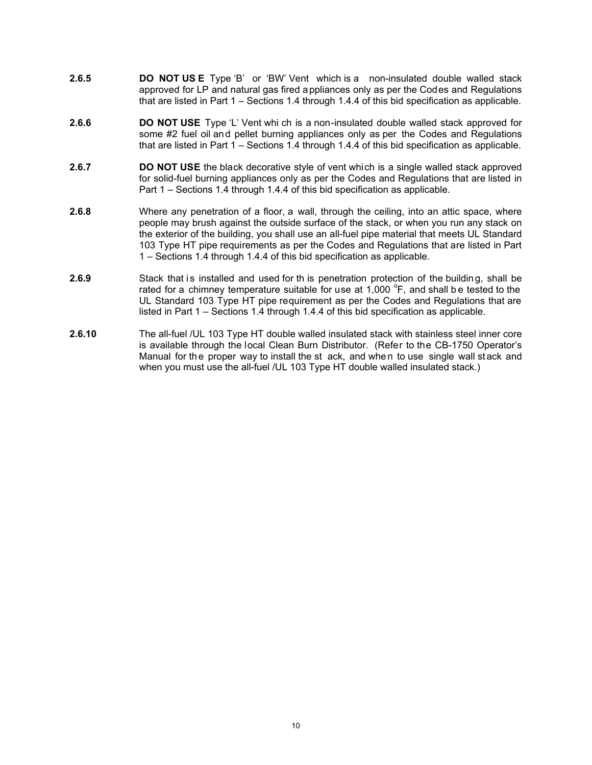**2.6.5** **DO NOT USE** Type 'B' or 'BW' Vent which is a non-insulated double walled stack approved for LP and natural gas fired appliances only as per the Codes and Regulations that are listed in Part 1 – Sections 1.4 through 1.4.4 of this bid specification as applicable.

**2.6.6** **DO NOT USE** Type 'L' Vent which is a non-insulated double walled stack approved for some #2 fuel oil and pellet burning appliances only as per the Codes and Regulations that are listed in Part 1 – Sections 1.4 through 1.4.4 of this bid specification as applicable.

**2.6.7** **DO NOT USE** the black decorative style of vent which is a single walled stack approved for solid-fuel burning appliances only as per the Codes and Regulations that are listed in Part 1 – Sections 1.4 through 1.4.4 of this bid specification as applicable.

**2.6.8** Where any penetration of a floor, a wall, through the ceiling, into an attic space, where people may brush against the outside surface of the stack, or when you run any stack on the exterior of the building, you shall use an all-fuel pipe material that meets UL Standard 103 Type HT pipe requirements as per the Codes and Regulations that are listed in Part 1 – Sections 1.4 through 1.4.4 of this bid specification as applicable.

**2.6.9** Stack that is installed and used for this penetration protection of the building, shall be rated for a chimney temperature suitable for use at 1,000 °F, and shall be tested to the UL Standard 103 Type HT pipe requirement as per the Codes and Regulations that are listed in Part 1 – Sections 1.4 through 1.4.4 of this bid specification as applicable.

**2.6.10** The all-fuel /UL 103 Type HT double walled insulated stack with stainless steel inner core is available through the local Clean Burn Distributor. (Refer to the CB-1750 Operator's Manual for the proper way to install the stack, and when to use single wall stack and when you must use the all-fuel /UL 103 Type HT double walled insulated stack.)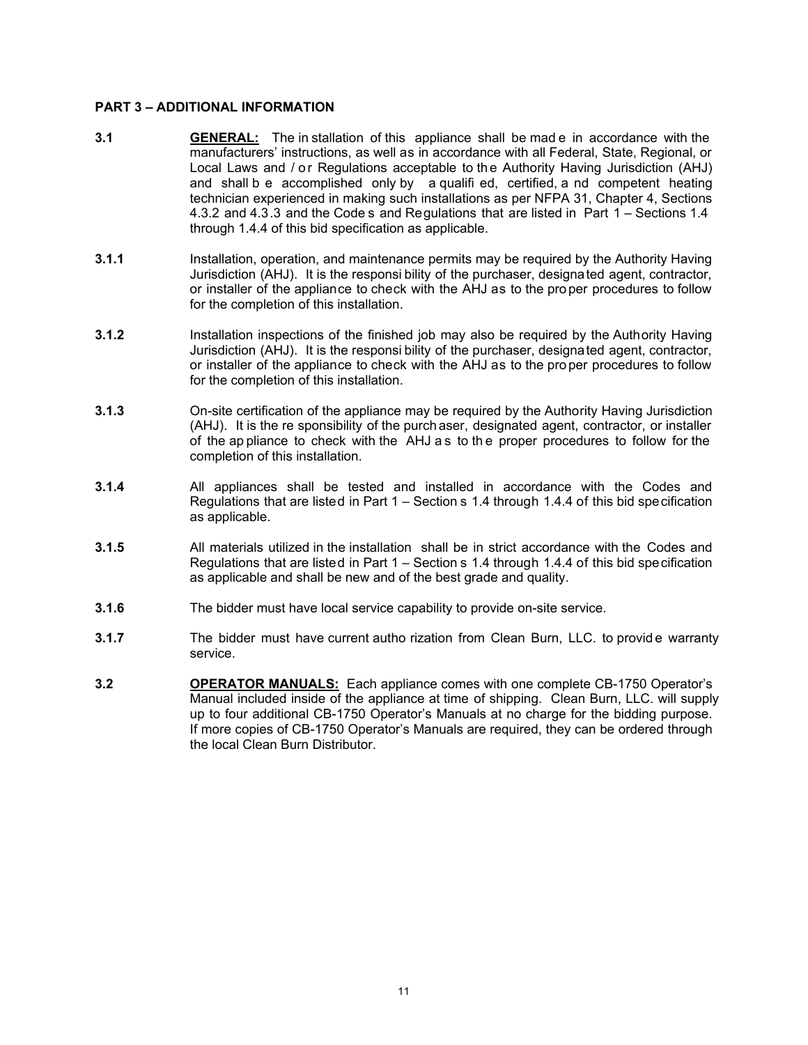**PART 3 – ADDITIONAL INFORMATION**

**3.1** **GENERAL:** The installation of this appliance shall be made in accordance with the manufacturers' instructions, as well as in accordance with all Federal, State, Regional, or Local Laws and / or Regulations acceptable to the Authority Having Jurisdiction (AHJ) and shall be accomplished only by a qualified, certified, and competent heating technician experienced in making such installations as per NFPA 31, Chapter 4, Sections 4.3.2 and 4.3.3 and the Codes and Regulations that are listed in Part 1 – Sections 1.4 through 1.4.4 of this bid specification as applicable.

**3.1.1** Installation, operation, and maintenance permits may be required by the Authority Having Jurisdiction (AHJ). It is the responsibility of the purchaser, designated agent, contractor, or installer of the appliance to check with the AHJ as to the proper procedures to follow for the completion of this installation.

**3.1.2** Installation inspections of the finished job may also be required by the Authority Having Jurisdiction (AHJ). It is the responsibility of the purchaser, designated agent, contractor, or installer of the appliance to check with the AHJ as to the proper procedures to follow for the completion of this installation.

**3.1.3** On-site certification of the appliance may be required by the Authority Having Jurisdiction (AHJ). It is the responsibility of the purchaser, designated agent, contractor, or installer of the appliance to check with the AHJ as to the proper procedures to follow for the completion of this installation.

**3.1.4** All appliances shall be tested and installed in accordance with the Codes and Regulations that are listed in Part 1 – Sections 1.4 through 1.4.4 of this bid specification as applicable.

**3.1.5** All materials utilized in the installation shall be in strict accordance with the Codes and Regulations that are listed in Part 1 – Sections 1.4 through 1.4.4 of this bid specification as applicable and shall be new and of the best grade and quality.

**3.1.6** The bidder must have local service capability to provide on-site service.

**3.1.7** The bidder must have current authorization from Clean Burn, LLC. to provide warranty service.

**3.2** **OPERATOR MANUALS:** Each appliance comes with one complete CB-1750 Operator's Manual included inside of the appliance at time of shipping. Clean Burn, LLC. will supply up to four additional CB-1750 Operator's Manuals at no charge for the bidding purpose. If more copies of CB-1750 Operator's Manuals are required, they can be ordered through the local Clean Burn Distributor.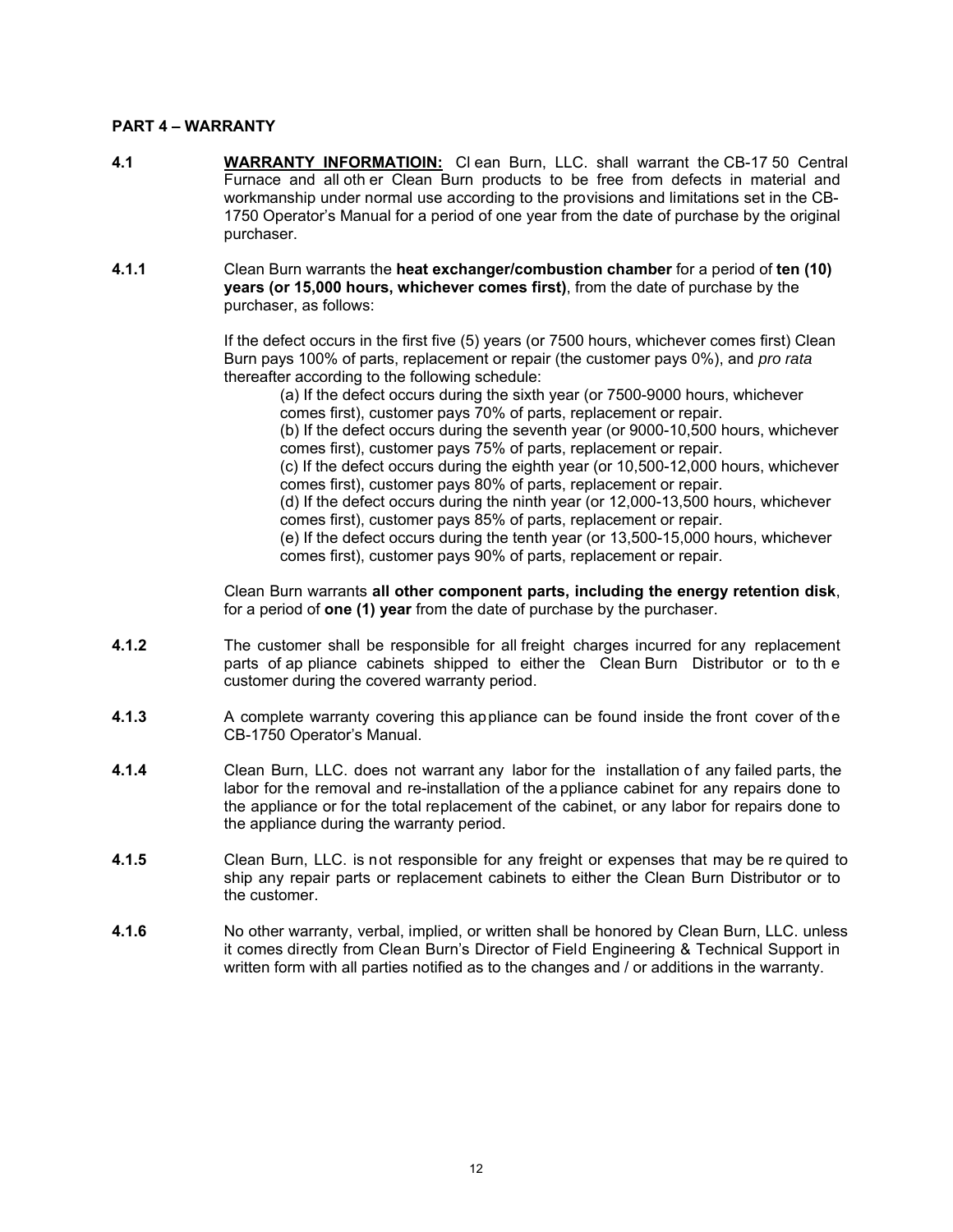## PART 4 – WARRANTY

**4.1** **<u>WARRANTY INFORMATIOIN:</u>** Clean Burn, LLC. shall warrant the CB-1750 Central Furnace and all other Clean Burn products to be free from defects in material and workmanship under normal use according to the provisions and limitations set in the CB-1750 Operator's Manual for a period of one year from the date of purchase by the original purchaser.

**4.1.1** Clean Burn warrants the **heat exchanger/combustion chamber** for a period of **ten (10) years (or 15,000 hours, whichever comes first)**, from the date of purchase by the purchaser, as follows:

If the defect occurs in the first five (5) years (or 7500 hours, whichever comes first) Clean Burn pays 100% of parts, replacement or repair (the customer pays 0%), and *pro rata* thereafter according to the following schedule:

(a) If the defect occurs during the sixth year (or 7500-9000 hours, whichever comes first), customer pays 70% of parts, replacement or repair.
(b) If the defect occurs during the seventh year (or 9000-10,500 hours, whichever comes first), customer pays 75% of parts, replacement or repair.
(c) If the defect occurs during the eighth year (or 10,500-12,000 hours, whichever comes first), customer pays 80% of parts, replacement or repair.
(d) If the defect occurs during the ninth year (or 12,000-13,500 hours, whichever comes first), customer pays 85% of parts, replacement or repair.
(e) If the defect occurs during the tenth year (or 13,500-15,000 hours, whichever comes first), customer pays 90% of parts, replacement or repair.

Clean Burn warrants **all other component parts, including the energy retention disk**, for a period of **one (1) year** from the date of purchase by the purchaser.

**4.1.2** The customer shall be responsible for all freight charges incurred for any replacement parts of appliance cabinets shipped to either the Clean Burn Distributor or to the customer during the covered warranty period.

**4.1.3** A complete warranty covering this appliance can be found inside the front cover of the CB-1750 Operator's Manual.

**4.1.4** Clean Burn, LLC. does not warrant any labor for the installation of any failed parts, the labor for the removal and re-installation of the appliance cabinet for any repairs done to the appliance or for the total replacement of the cabinet, or any labor for repairs done to the appliance during the warranty period.

**4.1.5** Clean Burn, LLC. is not responsible for any freight or expenses that may be required to ship any repair parts or replacement cabinets to either the Clean Burn Distributor or to the customer.

**4.1.6** No other warranty, verbal, implied, or written shall be honored by Clean Burn, LLC. unless it comes directly from Clean Burn's Director of Field Engineering & Technical Support in written form with all parties notified as to the changes and / or additions in the warranty.